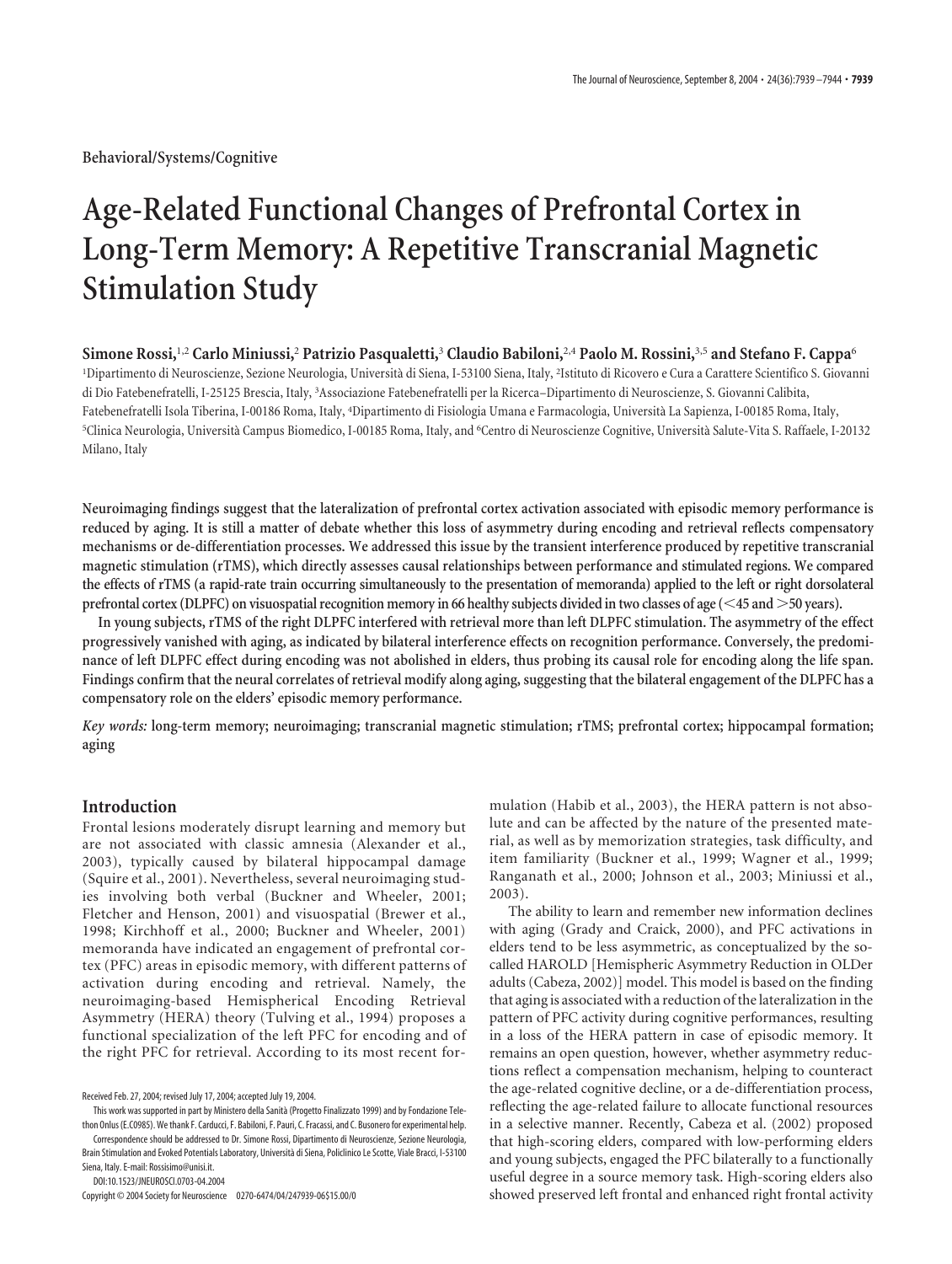Behavioral/Systems/Cognitive

# Age-Related Functional Changes of Prefrontal Cortex in Long-Term Memory: A Repetitive Transcranial Magnetic Stimulation Study

**Simone Rossi,[1,2] Carlo Miniussi,[2] Patrizio Pasqualetti,[3] Claudio Babiloni,[2,4] Paolo M. Rossini,[3,5] and Stefano F. Cappa[6]**

[1]Dipartimento di Neuroscienze, Sezione Neurologia, Università di Siena, I-53100 Siena, Italy, [2]Istituto di Ricovero e Cura a Carattere Scientifico S. Giovanni di Dio Fatebenefratelli, I-25125 Brescia, Italy, [3]Associazione Fatebenefratelli per la Ricerca–Dipartimento di Neuroscienze, S. Giovanni Calibita, Fatebenefratelli Isola Tiberina, I-00186 Roma, Italy, [4]Dipartimento di Fisiologia Umana e Farmacologia, Università La Sapienza, I-00185 Roma, Italy, [5]Clinica Neurologia, Università Campus Biomedico, I-00185 Roma, Italy, and [6]Centro di Neuroscienze Cognitive, Università Salute-Vita S. Raffaele, I-20132 Milano, Italy

**Neuroimaging findings suggest that the lateralization of prefrontal cortex activation associated with episodic memory performance is reduced by aging. It is still a matter of debate whether this loss of asymmetry during encoding and retrieval reflects compensatory mechanisms or de-differentiation processes. We addressed this issue by the transient interference produced by repetitive transcranial magnetic stimulation (rTMS), which directly assesses causal relationships between performance and stimulated regions. We compared the effects of rTMS (a rapid-rate train occurring simultaneously to the presentation of memoranda) applied to the left or right dorsolateral prefrontal cortex (DLPFC) on visuospatial recognition memory in 66 healthy subjects divided in two classes of age (<45 and >50 years).**

**In young subjects, rTMS of the right DLPFC interfered with retrieval more than left DLPFC stimulation. The asymmetry of the effect progressively vanished with aging, as indicated by bilateral interference effects on recognition performance. Conversely, the predominance of left DLPFC effect during encoding was not abolished in elders, thus probing its causal role for encoding along the life span. Findings confirm that the neural correlates of retrieval modify along aging, suggesting that the bilateral engagement of the DLPFC has a compensatory role on the elders' episodic memory performance.**

*Key words:* **long-term memory; neuroimaging; transcranial magnetic stimulation; rTMS; prefrontal cortex; hippocampal formation; aging**

## Introduction

Frontal lesions moderately disrupt learning and memory but are not associated with classic amnesia (Alexander et al., 2003), typically caused by bilateral hippocampal damage (Squire et al., 2001). Nevertheless, several neuroimaging studies involving both verbal (Buckner and Wheeler, 2001; Fletcher and Henson, 2001) and visuospatial (Brewer et al., 1998; Kirchhoff et al., 2000; Buckner and Wheeler, 2001) memoranda have indicated an engagement of prefrontal cortex (PFC) areas in episodic memory, with different patterns of activation during encoding and retrieval. Namely, the neuroimaging-based Hemispherical Encoding Retrieval Asymmetry (HERA) theory (Tulving et al., 1994) proposes a functional specialization of the left PFC for encoding and of the right PFC for retrieval. According to its most recent formulation (Habib et al., 2003), the HERA pattern is not absolute and can be affected by the nature of the presented material, as well as by memorization strategies, task difficulty, and item familiarity (Buckner et al., 1999; Wagner et al., 1999; Ranganath et al., 2000; Johnson et al., 2003; Miniussi et al., 2003).

The ability to learn and remember new information declines with aging (Grady and Craick, 2000), and PFC activations in elders tend to be less asymmetric, as conceptualized by the so-called HAROLD [Hemispheric Asymmetry Reduction in OLDer adults (Cabeza, 2002)] model. This model is based on the finding that aging is associated with a reduction of the lateralization in the pattern of PFC activity during cognitive performances, resulting in a loss of the HERA pattern in case of episodic memory. It remains an open question, however, whether asymmetry reductions reflect a compensation mechanism, helping to counteract the age-related cognitive decline, or a de-differentiation process, reflecting the age-related failure to allocate functional resources in a selective manner. Recently, Cabeza et al. (2002) proposed that high-scoring elders, compared with low-performing elders and young subjects, engaged the PFC bilaterally to a functionally useful degree in a source memory task. High-scoring elders also showed preserved left frontal and enhanced right frontal activity

Received Feb. 27, 2004; revised July 17, 2004; accepted July 19, 2004.

This work was supported in part by Ministero della Sanità (Progetto Finalizzato 1999) and by Fondazione Telethon Onlus (E.C0985). We thank F. Carducci, F. Babiloni, F. Pauri, C. Fracassi, and C. Busonero for experimental help.

Correspondence should be addressed to Dr. Simone Rossi, Dipartimento di Neuroscienze, Sezione Neurologia, Brain Stimulation and Evoked Potentials Laboratory, Università di Siena, Policlinico Le Scotte, Viale Bracci, I-53100 Siena, Italy. E-mail: Rossisimo@unisi.it.

DOI:10.1523/JNEUROSCI.0703-04.2004

Copyright © 2004 Society for Neuroscience 0270-6474/04/247939-06$15.00/0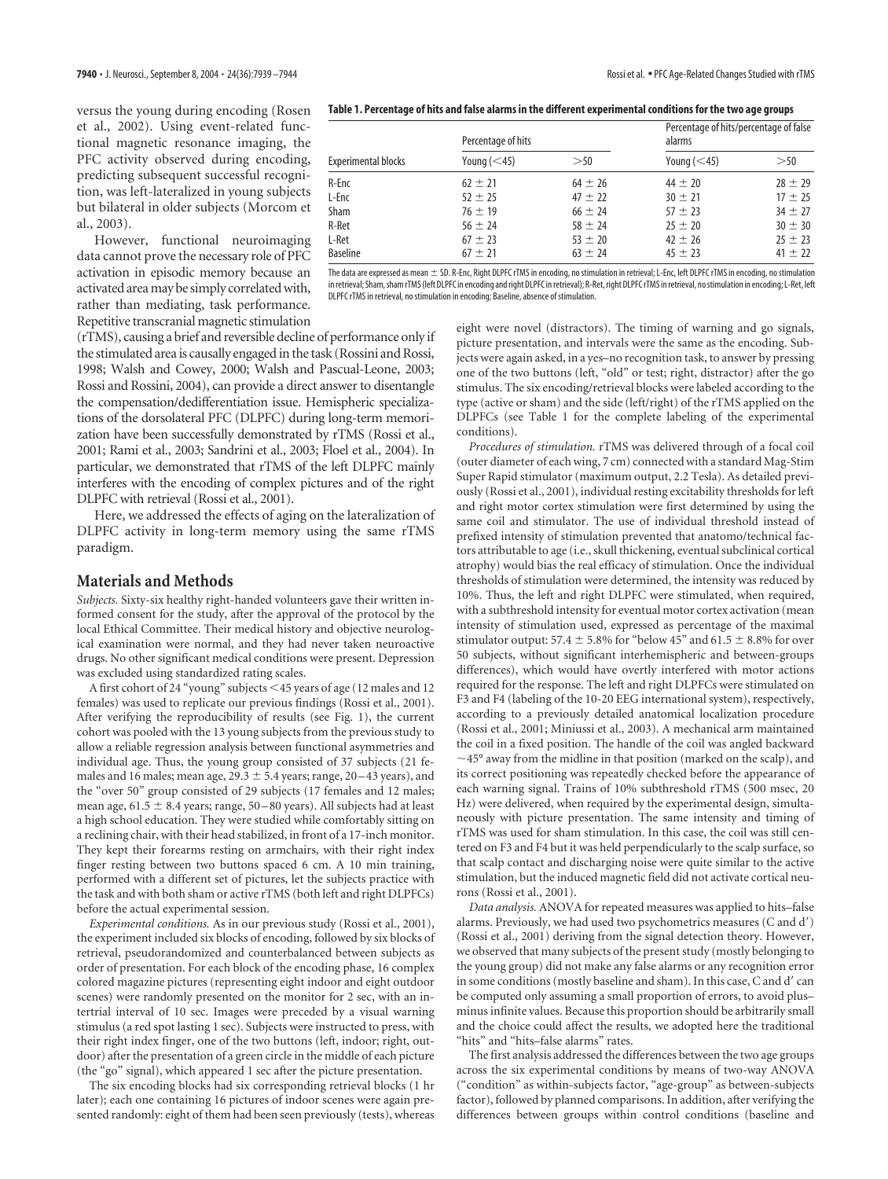versus the young during encoding (Rosen et al., 2002). Using event-related functional magnetic resonance imaging, the PFC activity observed during encoding, predicting subsequent successful recognition, was left-lateralized in young subjects but bilateral in older subjects (Morcom et al., 2003).

However, functional neuroimaging data cannot prove the necessary role of PFC activation in episodic memory because an activated area may be simply correlated with, rather than mediating, task performance. Repetitive transcranial magnetic stimulation (rTMS), causing a brief and reversible decline of performance only if the stimulated area is causally engaged in the task (Rossini and Rossi, 1998; Walsh and Cowey, 2000; Walsh and Pascual-Leone, 2003; Rossi and Rossini, 2004), can provide a direct answer to disentangle the compensation/dedifferentiation issue. Hemispheric specializations of the dorsolateral PFC (DLPFC) during long-term memorization have been successfully demonstrated by rTMS (Rossi et al., 2001; Rami et al., 2003; Sandrini et al., 2003; Floel et al., 2004). In particular, we demonstrated that rTMS of the left DLPFC mainly interferes with the encoding of complex pictures and of the right DLPFC with retrieval (Rossi et al., 2001).

Here, we addressed the effects of aging on the lateralization of DLPFC activity in long-term memory using the same rTMS paradigm.

**Table 1. Percentage of hits and false alarms in the different experimental conditions for the two age groups**

| | Percentage of hits | | Percentage of hits/percentage of false alarms | |
|---|---|---|---|---|
| Experimental blocks | Young (<45) | >50 | Young (<45) | >50 |
| R-Enc | 62 ± 21 | 64 ± 26 | 44 ± 20 | 28 ± 29 |
| L-Enc | 52 ± 25 | 47 ± 22 | 30 ± 21 | 17 ± 25 |
| Sham | 76 ± 19 | 66 ± 24 | 57 ± 23 | 34 ± 27 |
| R-Ret | 56 ± 24 | 58 ± 24 | 25 ± 20 | 30 ± 30 |
| L-Ret | 67 ± 23 | 53 ± 20 | 42 ± 26 | 25 ± 23 |
| Baseline | 67 ± 21 | 63 ± 24 | 45 ± 23 | 41 ± 22 |

The data are expressed as mean ± SD. R-Enc, Right DLPFC rTMS in encoding, no stimulation in retrieval; L-Enc, left DLPFC rTMS in encoding, no stimulation in retrieval; Sham, sham rTMS (left DLPFC in encoding and right DLPFC in retrieval); R-Ret, right DLPFC rTMS in retrieval, no stimulation in encoding; L-Ret, left DLPFC rTMS in retrieval, no stimulation in encoding; Baseline, absence of stimulation.

## Materials and Methods

*Subjects.* Sixty-six healthy right-handed volunteers gave their written informed consent for the study, after the approval of the protocol by the local Ethical Committee. Their medical history and objective neurological examination were normal, and they had never taken neuroactive drugs. No other significant medical conditions were present. Depression was excluded using standardized rating scales.

A first cohort of 24 "young" subjects <45 years of age (12 males and 12 females) was used to replicate our previous findings (Rossi et al., 2001). After verifying the reproducibility of results (see Fig. 1), the current cohort was pooled with the 13 young subjects from the previous study to allow a reliable regression analysis between functional asymmetries and individual age. Thus, the young group consisted of 37 subjects (21 females and 16 males; mean age, 29.3 ± 5.4 years; range, 20–43 years), and the "over 50" group consisted of 29 subjects (17 females and 12 males; mean age, 61.5 ± 8.4 years; range, 50–80 years). All subjects had at least a high school education. They were studied while comfortably sitting on a reclining chair, with their head stabilized, in front of a 17-inch monitor. They kept their forearms resting on armchairs, with their right index finger resting between two buttons spaced 6 cm. A 10 min training, performed with a different set of pictures, let the subjects practice with the task and with both sham or active rTMS (both left and right DLPFCs) before the actual experimental session.

*Experimental conditions.* As in our previous study (Rossi et al., 2001), the experiment included six blocks of encoding, followed by six blocks of retrieval, pseudorandomized and counterbalanced between subjects as order of presentation. For each block of the encoding phase, 16 complex colored magazine pictures (representing eight indoor and eight outdoor scenes) were randomly presented on the monitor for 2 sec, with an intertrial interval of 10 sec. Images were preceded by a visual warning stimulus (a red spot lasting 1 sec). Subjects were instructed to press, with their right index finger, one of the two buttons (left, indoor; right, outdoor) after the presentation of a green circle in the middle of each picture (the "go" signal), which appeared 1 sec after the picture presentation.

The six encoding blocks had six corresponding retrieval blocks (1 hr later); each one containing 16 pictures of indoor scenes were again presented randomly: eight of them had been seen previously (tests), whereas eight were novel (distractors). The timing of warning and go signals, picture presentation, and intervals were the same as the encoding. Subjects were again asked, in a yes–no recognition task, to answer by pressing one of the two buttons (left, "old" or test; right, distractor) after the go stimulus. The six encoding/retrieval blocks were labeled according to the type (active or sham) and the side (left/right) of the rTMS applied on the DLPFCs (see Table 1 for the complete labeling of the experimental conditions).

*Procedures of stimulation.* rTMS was delivered through of a focal coil (outer diameter of each wing, 7 cm) connected with a standard Mag-Stim Super Rapid stimulator (maximum output, 2.2 Tesla). As detailed previously (Rossi et al., 2001), individual resting excitability thresholds for left and right motor cortex stimulation were first determined by using the same coil and stimulator. The use of individual threshold instead of prefixed intensity of stimulation prevented that anatomo/technical factors attributable to age (i.e., skull thickening, eventual subclinical cortical atrophy) would bias the real efficacy of stimulation. Once the individual thresholds of stimulation were determined, the intensity was reduced by 10%. Thus, the left and right DLPFC were stimulated, when required, with a subthreshold intensity for eventual motor cortex activation (mean intensity of stimulation used, expressed as percentage of the maximal stimulator output: 57.4 ± 5.8% for "below 45" and 61.5 ± 8.8% for over 50 subjects, without significant interhemispheric and between-groups differences), which would have overtly interfered with motor actions required for the response. The left and right DLPFCs were stimulated on F3 and F4 (labeling of the 10-20 EEG international system), respectively, according to a previously detailed anatomical localization procedure (Rossi et al., 2001; Miniussi et al., 2003). A mechanical arm maintained the coil in a fixed position. The handle of the coil was angled backward ~45° away from the midline in that position (marked on the scalp), and its correct positioning was repeatedly checked before the appearance of each warning signal. Trains of 10% subthreshold rTMS (500 msec, 20 Hz) were delivered, when required by the experimental design, simultaneously with picture presentation. The same intensity and timing of rTMS was used for sham stimulation. In this case, the coil was still centered on F3 and F4 but it was held perpendicularly to the scalp surface, so that scalp contact and discharging noise were quite similar to the active stimulation, but the induced magnetic field did not activate cortical neurons (Rossi et al., 2001).

*Data analysis.* ANOVA for repeated measures was applied to hits–false alarms. Previously, we had used two psychometrics measures (C and d′) (Rossi et al., 2001) deriving from the signal detection theory. However, we observed that many subjects of the present study (mostly belonging to the young group) did not make any false alarms or any recognition error in some conditions (mostly baseline and sham). In this case, C and d′ can be computed only assuming a small proportion of errors, to avoid plus–minus infinite values. Because this proportion should be arbitrarily small and the choice could affect the results, we adopted here the traditional "hits" and "hits–false alarms" rates.

The first analysis addressed the differences between the two age groups across the six experimental conditions by means of two-way ANOVA ("condition" as within-subjects factor, "age-group" as between-subjects factor), followed by planned comparisons. In addition, after verifying the differences between groups within control conditions (baseline and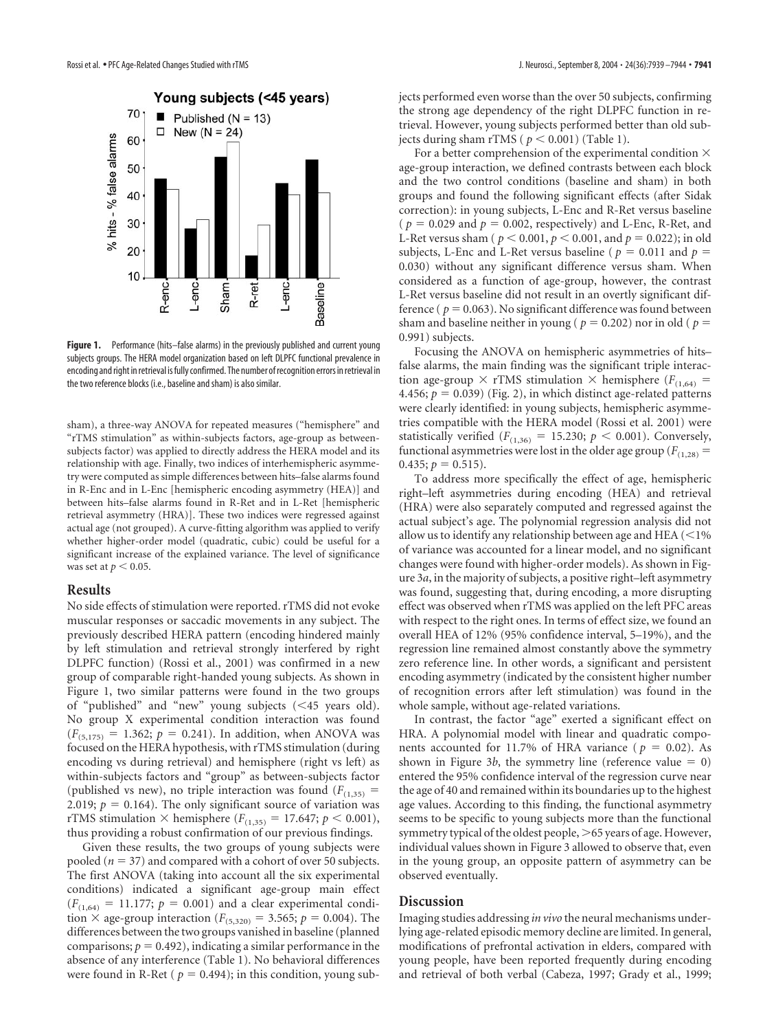**Figure 1.** Performance (hits–false alarms) in the previously published and current young subjects groups. The HERA model organization based on left DLPFC functional prevalence in encoding and right in retrieval is fully confirmed. The number of recognition errors in retrieval in the two reference blocks (i.e., baseline and sham) is also similar.

sham), a three-way ANOVA for repeated measures ("hemisphere" and "rTMS stimulation" as within-subjects factors, age-group as between-subjects factor) was applied to directly address the HERA model and its relationship with age. Finally, two indices of interhemispheric asymmetry were computed as simple differences between hits–false alarms found in R-Enc and in L-Enc [hemispheric encoding asymmetry (HEA)] and between hits–false alarms found in R-Ret and in L-Ret [hemispheric retrieval asymmetry (HRA)]. These two indices were regressed against actual age (not grouped). A curve-fitting algorithm was applied to verify whether higher-order model (quadratic, cubic) could be useful for a significant increase of the explained variance. The level of significance was set at $p < 0.05$.

## Results

No side effects of stimulation were reported. rTMS did not evoke muscular responses or saccadic movements in any subject. The previously described HERA pattern (encoding hindered mainly by left stimulation and retrieval strongly interfered by right DLPFC function) (Rossi et al., 2001) was confirmed in a new group of comparable right-handed young subjects. As shown in Figure 1, two similar patterns were found in the two groups of "published" and "new" young subjects (<45 years old). No group X experimental condition interaction was found ($F_{(5,175)} = 1.362$; $p = 0.241$). In addition, when ANOVA was focused on the HERA hypothesis, with rTMS stimulation (during encoding vs during retrieval) and hemisphere (right vs left) as within-subjects factors and "group" as between-subjects factor (published vs new), no triple interaction was found ($F_{(1,35)} = 2.019$; $p = 0.164$). The only significant source of variation was rTMS stimulation × hemisphere ($F_{(1,35)} = 17.647$; $p < 0.001$), thus providing a robust confirmation of our previous findings.

Given these results, the two groups of young subjects were pooled ($n = 37$) and compared with a cohort of over 50 subjects. The first ANOVA (taking into account all the six experimental conditions) indicated a significant age-group main effect ($F_{(1,64)} = 11.177$; $p = 0.001$) and a clear experimental condition × age-group interaction ($F_{(5,320)} = 3.565$; $p = 0.004$). The differences between the two groups vanished in baseline (planned comparisons; $p = 0.492$), indicating a similar performance in the absence of any interference (Table 1). No behavioral differences were found in R-Ret ($p = 0.494$); in this condition, young subjects performed even worse than the over 50 subjects, confirming the strong age dependency of the right DLPFC function in retrieval. However, young subjects performed better than old subjects during sham rTMS ($p < 0.001$) (Table 1).

For a better comprehension of the experimental condition × age-group interaction, we defined contrasts between each block and the two control conditions (baseline and sham) in both groups and found the following significant effects (after Sidak correction): in young subjects, L-Enc and R-Ret versus baseline ($p = 0.029$ and $p = 0.002$, respectively) and L-Enc, R-Ret, and L-Ret versus sham ($p < 0.001$, $p < 0.001$, and $p = 0.022$); in old subjects, L-Enc and L-Ret versus baseline ($p = 0.011$ and $p = 0.030$) without any significant difference versus sham. When considered as a function of age-group, however, the contrast L-Ret versus baseline did not result in an overtly significant difference ($p = 0.063$). No significant difference was found between sham and baseline neither in young ($p = 0.202$) nor in old ($p = 0.991$) subjects.

Focusing the ANOVA on hemispheric asymmetries of hits–false alarms, the main finding was the significant triple interaction age-group × rTMS stimulation × hemisphere ($F_{(1,64)} = 4.456$; $p = 0.039$) (Fig. 2), in which distinct age-related patterns were clearly identified: in young subjects, hemispheric asymmetries compatible with the HERA model (Rossi et al. 2001) were statistically verified ($F_{(1,36)} = 15.230$; $p < 0.001$). Conversely, functional asymmetries were lost in the older age group ($F_{(1,28)} = 0.435$; $p = 0.515$).

To address more specifically the effect of age, hemispheric right–left asymmetries during encoding (HEA) and retrieval (HRA) were also separately computed and regressed against the actual subject's age. The polynomial regression analysis did not allow us to identify any relationship between age and HEA (<1% of variance was accounted for a linear model, and no significant changes were found with higher-order models). As shown in Figure 3*a*, in the majority of subjects, a positive right–left asymmetry was found, suggesting that, during encoding, a more disrupting effect was observed when rTMS was applied on the left PFC areas with respect to the right ones. In terms of effect size, we found an overall HEA of 12% (95% confidence interval, 5–19%), and the regression line remained almost constantly above the symmetry zero reference line. In other words, a significant and persistent encoding asymmetry (indicated by the consistent higher number of recognition errors after left stimulation) was found in the whole sample, without age-related variations.

In contrast, the factor "age" exerted a significant effect on HRA. A polynomial model with linear and quadratic components accounted for 11.7% of HRA variance ($p = 0.02$). As shown in Figure 3*b*, the symmetry line (reference value = 0) entered the 95% confidence interval of the regression curve near the age of 40 and remained within its boundaries up to the highest age values. According to this finding, the functional asymmetry seems to be specific to young subjects more than the functional symmetry typical of the oldest people, >65 years of age. However, individual values shown in Figure 3 allowed to observe that, even in the young group, an opposite pattern of asymmetry can be observed eventually.

## Discussion

Imaging studies addressing *in vivo* the neural mechanisms underlying age-related episodic memory decline are limited. In general, modifications of prefrontal activation in elders, compared with young people, have been reported frequently during encoding and retrieval of both verbal (Cabeza, 1997; Grady et al., 1999;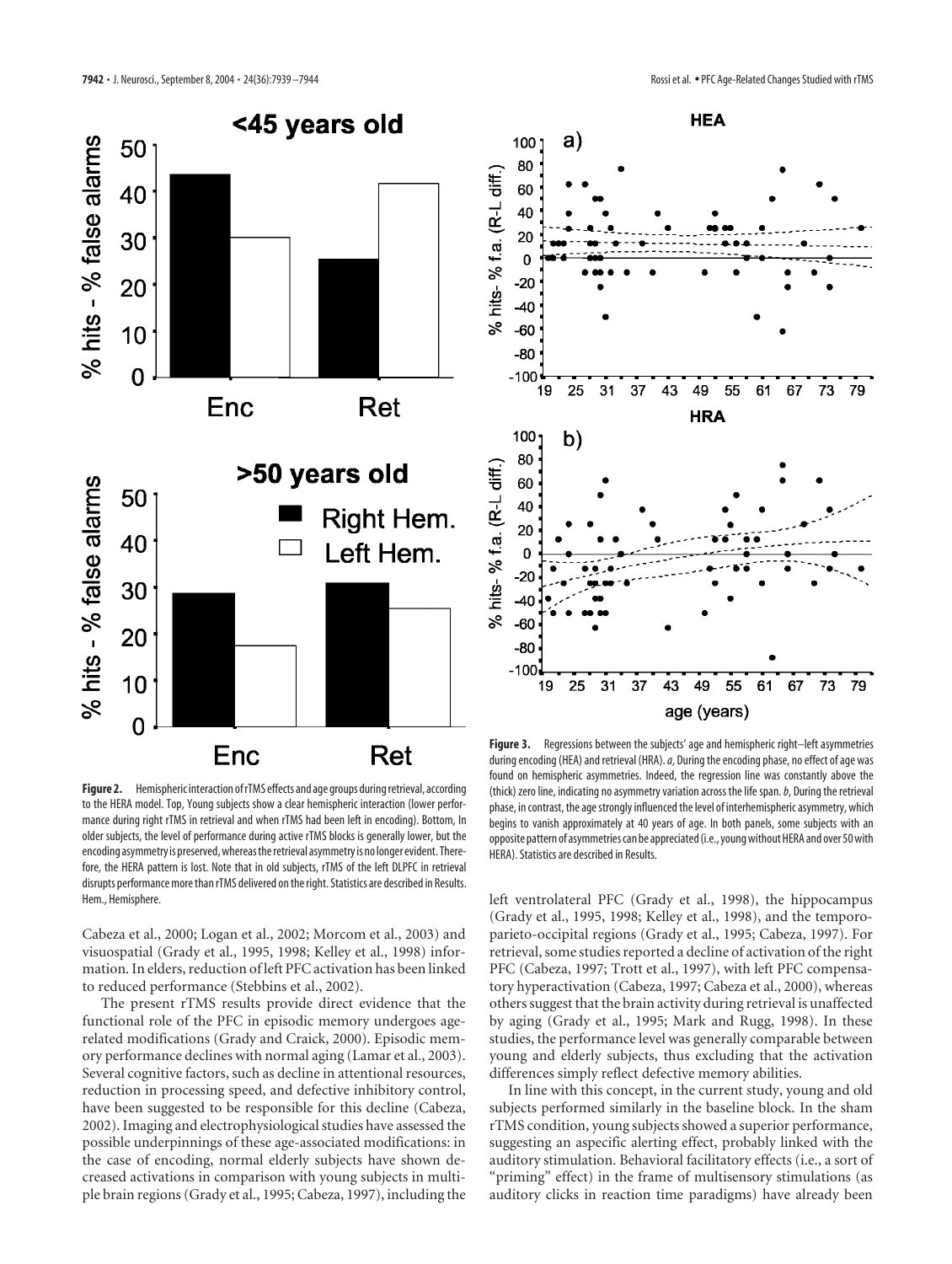**Figure 2.** Hemispheric interaction of rTMS effects and age groups during retrieval, according to the HERA model. Top, Young subjects show a clear hemispheric interaction (lower performance during right rTMS in retrieval and when rTMS had been left in encoding). Bottom, In older subjects, the level of performance during active rTMS blocks is generally lower, but the encoding asymmetry is preserved, whereas the retrieval asymmetry is no longer evident. Therefore, the HERA pattern is lost. Note that in old subjects, rTMS of the left DLPFC in retrieval disrupts performance more than rTMS delivered on the right. Statistics are described in Results. Hem., Hemisphere.

**Figure 3.** Regressions between the subjects' age and hemispheric right–left asymmetries during encoding (HEA) and retrieval (HRA). *a*, During the encoding phase, no effect of age was found on hemispheric asymmetries. Indeed, the regression line was constantly above the (thick) zero line, indicating no asymmetry variation across the life span. *b*, During the retrieval phase, in contrast, the age strongly influenced the level of interhemispheric asymmetry, which begins to vanish approximately at 40 years of age. In both panels, some subjects with an opposite pattern of asymmetries can be appreciated (i.e., young without HERA and over 50 with HERA). Statistics are described in Results.

Cabeza et al., 2000; Logan et al., 2002; Morcom et al., 2003) and visuospatial (Grady et al., 1995, 1998; Kelley et al., 1998) information. In elders, reduction of left PFC activation has been linked to reduced performance (Stebbins et al., 2002).

The present rTMS results provide direct evidence that the functional role of the PFC in episodic memory undergoes age-related modifications (Grady and Craick, 2000). Episodic memory performance declines with normal aging (Lamar et al., 2003). Several cognitive factors, such as decline in attentional resources, reduction in processing speed, and defective inhibitory control, have been suggested to be responsible for this decline (Cabeza, 2002). Imaging and electrophysiological studies have assessed the possible underpinnings of these age-associated modifications: in the case of encoding, normal elderly subjects have shown decreased activations in comparison with young subjects in multiple brain regions (Grady et al., 1995; Cabeza, 1997), including the left ventrolateral PFC (Grady et al., 1998), the hippocampus (Grady et al., 1995, 1998; Kelley et al., 1998), and the temporo-parieto-occipital regions (Grady et al., 1995; Cabeza, 1997). For retrieval, some studies reported a decline of activation of the right PFC (Cabeza, 1997; Trott et al., 1997), with left PFC compensatory hyperactivation (Cabeza, 1997; Cabeza et al., 2000), whereas others suggest that the brain activity during retrieval is unaffected by aging (Grady et al., 1995; Mark and Rugg, 1998). In these studies, the performance level was generally comparable between young and elderly subjects, thus excluding that the activation differences simply reflect defective memory abilities.

In line with this concept, in the current study, young and old subjects performed similarly in the baseline block. In the sham rTMS condition, young subjects showed a superior performance, suggesting an aspecific alerting effect, probably linked with the auditory stimulation. Behavioral facilitatory effects (i.e., a sort of "priming" effect) in the frame of multisensory stimulations (as auditory clicks in reaction time paradigms) have already been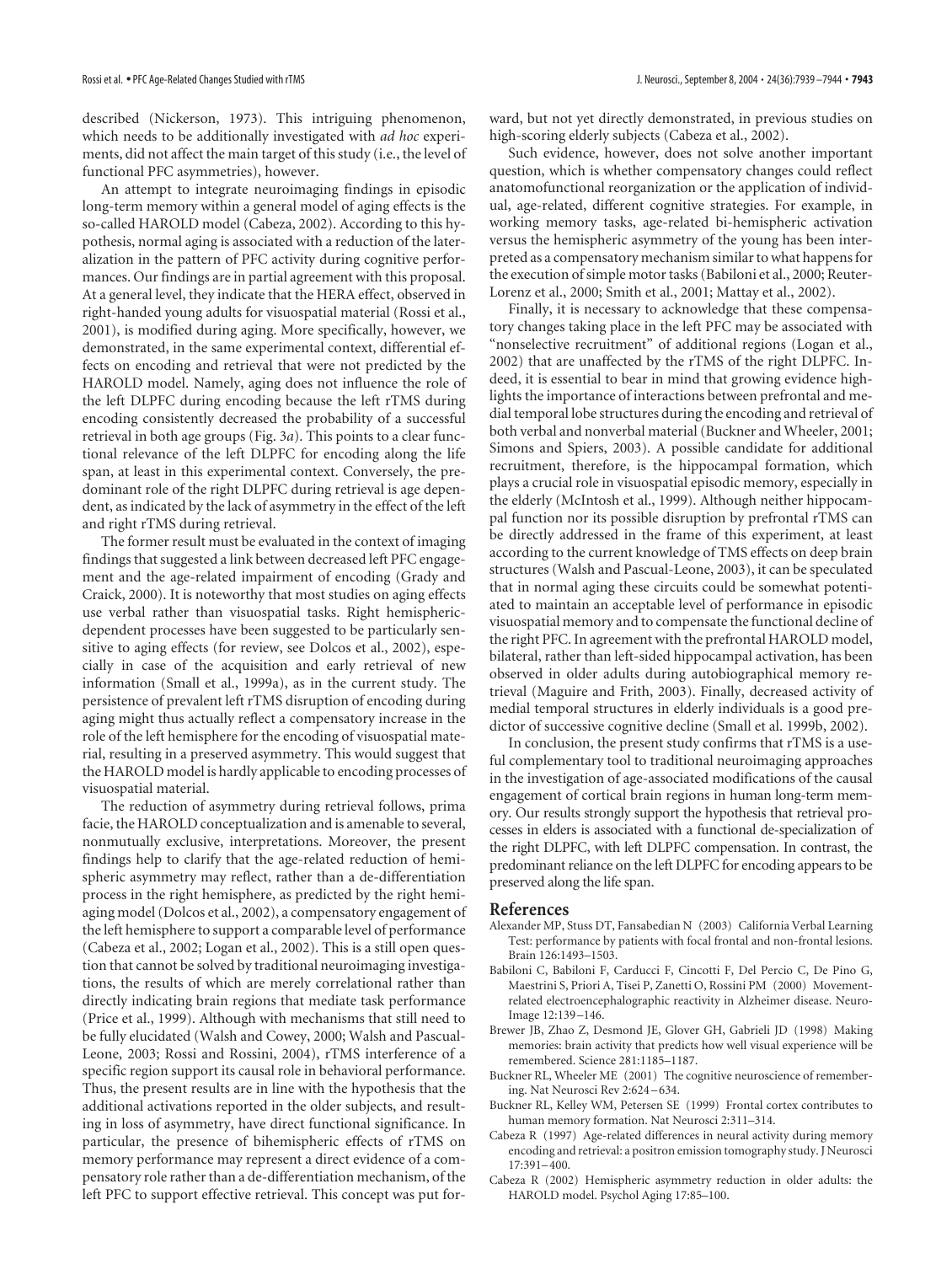described (Nickerson, 1973). This intriguing phenomenon, which needs to be additionally investigated with *ad hoc* experiments, did not affect the main target of this study (i.e., the level of functional PFC asymmetries), however.

An attempt to integrate neuroimaging findings in episodic long-term memory within a general model of aging effects is the so-called HAROLD model (Cabeza, 2002). According to this hypothesis, normal aging is associated with a reduction of the lateralization in the pattern of PFC activity during cognitive performances. Our findings are in partial agreement with this proposal. At a general level, they indicate that the HERA effect, observed in right-handed young adults for visuospatial material (Rossi et al., 2001), is modified during aging. More specifically, however, we demonstrated, in the same experimental context, differential effects on encoding and retrieval that were not predicted by the HAROLD model. Namely, aging does not influence the role of the left DLPFC during encoding because the left rTMS during encoding consistently decreased the probability of a successful retrieval in both age groups (Fig. 3*a*). This points to a clear functional relevance of the left DLPFC for encoding along the life span, at least in this experimental context. Conversely, the predominant role of the right DLPFC during retrieval is age dependent, as indicated by the lack of asymmetry in the effect of the left and right rTMS during retrieval.

The former result must be evaluated in the context of imaging findings that suggested a link between decreased left PFC engagement and the age-related impairment of encoding (Grady and Craick, 2000). It is noteworthy that most studies on aging effects use verbal rather than visuospatial tasks. Right hemispheric-dependent processes have been suggested to be particularly sensitive to aging effects (for review, see Dolcos et al., 2002), especially in case of the acquisition and early retrieval of new information (Small et al., 1999a), as in the current study. The persistence of prevalent left rTMS disruption of encoding during aging might thus actually reflect a compensatory increase in the role of the left hemisphere for the encoding of visuospatial material, resulting in a preserved asymmetry. This would suggest that the HAROLD model is hardly applicable to encoding processes of visuospatial material.

The reduction of asymmetry during retrieval follows, prima facie, the HAROLD conceptualization and is amenable to several, nonmutually exclusive, interpretations. Moreover, the present findings help to clarify that the age-related reduction of hemispheric asymmetry may reflect, rather than a de-differentiation process in the right hemisphere, as predicted by the right hemiaging model (Dolcos et al., 2002), a compensatory engagement of the left hemisphere to support a comparable level of performance (Cabeza et al., 2002; Logan et al., 2002). This is a still open question that cannot be solved by traditional neuroimaging investigations, the results of which are merely correlational rather than directly indicating brain regions that mediate task performance (Price et al., 1999). Although with mechanisms that still need to be fully elucidated (Walsh and Cowey, 2000; Walsh and Pascual-Leone, 2003; Rossi and Rossini, 2004), rTMS interference of a specific region support its causal role in behavioral performance. Thus, the present results are in line with the hypothesis that the additional activations reported in the older subjects, and resulting in loss of asymmetry, have direct functional significance. In particular, the presence of bihemispheric effects of rTMS on memory performance may represent a direct evidence of a compensatory role rather than a de-differentiation mechanism, of the left PFC to support effective retrieval. This concept was put forward, but not yet directly demonstrated, in previous studies on high-scoring elderly subjects (Cabeza et al., 2002).

Such evidence, however, does not solve another important question, which is whether compensatory changes could reflect anatomofunctional reorganization or the application of individual, age-related, different cognitive strategies. For example, in working memory tasks, age-related bi-hemispheric activation versus the hemispheric asymmetry of the young has been interpreted as a compensatory mechanism similar to what happens for the execution of simple motor tasks (Babiloni et al., 2000; Reuter-Lorenz et al., 2000; Smith et al., 2001; Mattay et al., 2002).

Finally, it is necessary to acknowledge that these compensatory changes taking place in the left PFC may be associated with "nonselective recruitment" of additional regions (Logan et al., 2002) that are unaffected by the rTMS of the right DLPFC. Indeed, it is essential to bear in mind that growing evidence highlights the importance of interactions between prefrontal and medial temporal lobe structures during the encoding and retrieval of both verbal and nonverbal material (Buckner and Wheeler, 2001; Simons and Spiers, 2003). A possible candidate for additional recruitment, therefore, is the hippocampal formation, which plays a crucial role in visuospatial episodic memory, especially in the elderly (McIntosh et al., 1999). Although neither hippocampal function nor its possible disruption by prefrontal rTMS can be directly addressed in the frame of this experiment, at least according to the current knowledge of TMS effects on deep brain structures (Walsh and Pascual-Leone, 2003), it can be speculated that in normal aging these circuits could be somewhat potentiated to maintain an acceptable level of performance in episodic visuospatial memory and to compensate the functional decline of the right PFC. In agreement with the prefrontal HAROLD model, bilateral, rather than left-sided hippocampal activation, has been observed in older adults during autobiographical memory retrieval (Maguire and Frith, 2003). Finally, decreased activity of medial temporal structures in elderly individuals is a good predictor of successive cognitive decline (Small et al. 1999b, 2002).

In conclusion, the present study confirms that rTMS is a useful complementary tool to traditional neuroimaging approaches in the investigation of age-associated modifications of the causal engagement of cortical brain regions in human long-term memory. Our results strongly support the hypothesis that retrieval processes in elders is associated with a functional de-specialization of the right DLPFC, with left DLPFC compensation. In contrast, the predominant reliance on the left DLPFC for encoding appears to be preserved along the life span.

## References

Alexander MP, Stuss DT, Fansabedian N (2003) California Verbal Learning Test: performance by patients with focal frontal and non-frontal lesions. Brain 126:1493–1503.

Babiloni C, Babiloni F, Carducci F, Cincotti F, Del Percio C, De Pino G, Maestrini S, Priori A, Tisei P, Zanetti O, Rossini PM (2000) Movement-related electroencephalographic reactivity in Alzheimer disease. NeuroImage 12:139–146.

Brewer JB, Zhao Z, Desmond JE, Glover GH, Gabrieli JD (1998) Making memories: brain activity that predicts how well visual experience will be remembered. Science 281:1185–1187.

Buckner RL, Wheeler ME (2001) The cognitive neuroscience of remembering. Nat Neurosci Rev 2:624–634.

Buckner RL, Kelley WM, Petersen SE (1999) Frontal cortex contributes to human memory formation. Nat Neurosci 2:311–314.

Cabeza R (1997) Age-related differences in neural activity during memory encoding and retrieval: a positron emission tomography study. J Neurosci 17:391–400.

Cabeza R (2002) Hemispheric asymmetry reduction in older adults: the HAROLD model. Psychol Aging 17:85–100.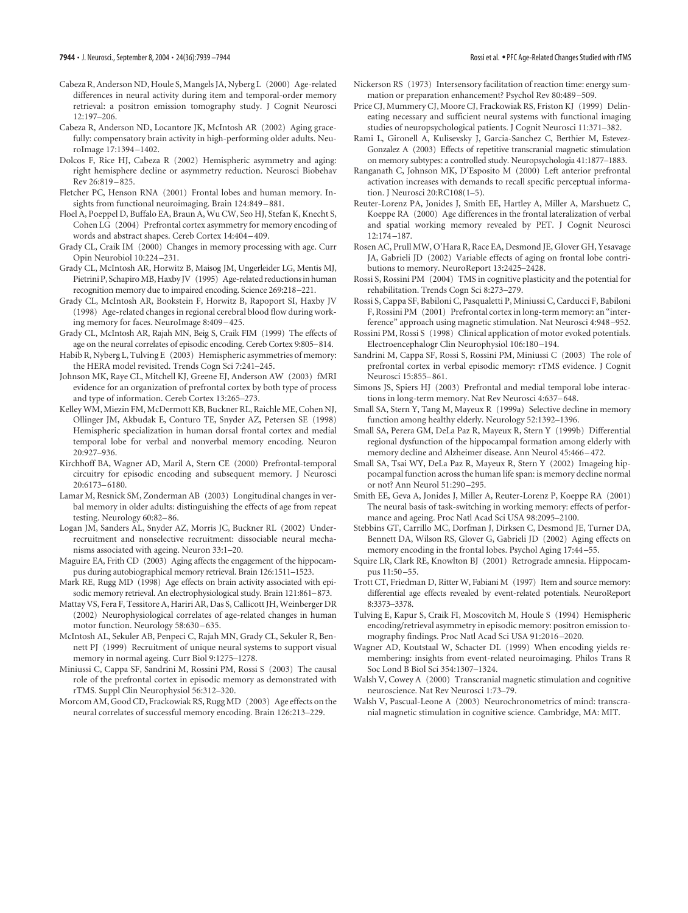Cabeza R, Anderson ND, Houle S, Mangels JA, Nyberg L (2000) Age-related differences in neural activity during item and temporal-order memory retrieval: a positron emission tomography study. J Cognit Neurosci 12:197–206.

Cabeza R, Anderson ND, Locantore JK, McIntosh AR (2002) Aging gracefully: compensatory brain activity in high-performing older adults. NeuroImage 17:1394–1402.

Dolcos F, Rice HJ, Cabeza R (2002) Hemispheric asymmetry and aging: right hemisphere decline or asymmetry reduction. Neurosci Biobehav Rev 26:819–825.

Fletcher PC, Henson RNA (2001) Frontal lobes and human memory. Insights from functional neuroimaging. Brain 124:849–881.

Floel A, Poeppel D, Buffalo EA, Braun A, Wu CW, Seo HJ, Stefan K, Knecht S, Cohen LG (2004) Prefrontal cortex asymmetry for memory encoding of words and abstract shapes. Cereb Cortex 14:404–409.

Grady CL, Craik IM (2000) Changes in memory processing with age. Curr Opin Neurobiol 10:224–231.

Grady CL, McIntosh AR, Horwitz B, Maisog JM, Ungerleider LG, Mentis MJ, Pietrini P, Schapiro MB, Haxby JV (1995) Age-related reductions in human recognition memory due to impaired encoding. Science 269:218–221.

Grady CL, McIntosh AR, Bookstein F, Horwitz B, Rapoport SI, Haxby JV (1998) Age-related changes in regional cerebral blood flow during working memory for faces. NeuroImage 8:409–425.

Grady CL, McIntosh AR, Rajah MN, Beig S, Craik FIM (1999) The effects of age on the neural correlates of episodic encoding. Cereb Cortex 9:805–814.

Habib R, Nyberg L, Tulving E (2003) Hemispheric asymmetries of memory: the HERA model revisited. Trends Cogn Sci 7:241–245.

Johnson MK, Raye CL, Mitchell KJ, Greene EJ, Anderson AW (2003) fMRI evidence for an organization of prefrontal cortex by both type of process and type of information. Cereb Cortex 13:265–273.

Kelley WM, Miezin FM, McDermott KB, Buckner RL, Raichle ME, Cohen NJ, Ollinger JM, Akbudak E, Conturo TE, Snyder AZ, Petersen SE (1998) Hemispheric specialization in human dorsal frontal cortex and medial temporal lobe for verbal and nonverbal memory encoding. Neuron 20:927–936.

Kirchhoff BA, Wagner AD, Maril A, Stern CE (2000) Prefrontal-temporal circuitry for episodic encoding and subsequent memory. J Neurosci 20:6173–6180.

Lamar M, Resnick SM, Zonderman AB (2003) Longitudinal changes in verbal memory in older adults: distinguishing the effects of age from repeat testing. Neurology 60:82–86.

Logan JM, Sanders AL, Snyder AZ, Morris JC, Buckner RL (2002) Under-recruitment and nonselective recruitment: dissociable neural mechanisms associated with ageing. Neuron 33:1–20.

Maguire EA, Frith CD (2003) Aging affects the engagement of the hippocampus during autobiographical memory retrieval. Brain 126:1511–1523.

Mark RE, Rugg MD (1998) Age effects on brain activity associated with episodic memory retrieval. An electrophysiological study. Brain 121:861–873.

Mattay VS, Fera F, Tessitore A, Hariri AR, Das S, Callicott JH, Weinberger DR (2002) Neurophysiological correlates of age-related changes in human motor function. Neurology 58:630–635.

McIntosh AL, Sekuler AB, Penpeci C, Rajah MN, Grady CL, Sekuler R, Bennett PJ (1999) Recruitment of unique neural systems to support visual memory in normal ageing. Curr Biol 9:1275–1278.

Miniussi C, Cappa SF, Sandrini M, Rossini PM, Rossi S (2003) The causal role of the prefrontal cortex in episodic memory as demonstrated with rTMS. Suppl Clin Neurophysiol 56:312–320.

Morcom AM, Good CD, Frackowiak RS, Rugg MD (2003) Age effects on the neural correlates of successful memory encoding. Brain 126:213–229.

Nickerson RS (1973) Intersensory facilitation of reaction time: energy summation or preparation enhancement? Psychol Rev 80:489–509.

Price CJ, Mummery CJ, Moore CJ, Frackowiak RS, Friston KJ (1999) Delineating necessary and sufficient neural systems with functional imaging studies of neuropsychological patients. J Cognit Neurosci 11:371–382.

Rami L, Gironell A, Kulisevsky J, Garcia-Sanchez C, Berthier M, Estevez-Gonzalez A (2003) Effects of repetitive transcranial magnetic stimulation on memory subtypes: a controlled study. Neuropsychologia 41:1877–1883.

Ranganath C, Johnson MK, D'Esposito M (2000) Left anterior prefrontal activation increases with demands to recall specific perceptual information. J Neurosci 20:RC108(1–5).

Reuter-Lorenz PA, Jonides J, Smith EE, Hartley A, Miller A, Marshuetz C, Koeppe RA (2000) Age differences in the frontal lateralization of verbal and spatial working memory revealed by PET. J Cognit Neurosci 12:174–187.

Rosen AC, Prull MW, O'Hara R, Race EA, Desmond JE, Glover GH, Yesavage JA, Gabrieli JD (2002) Variable effects of aging on frontal lobe contributions to memory. NeuroReport 13:2425–2428.

Rossi S, Rossini PM (2004) TMS in cognitive plasticity and the potential for rehabilitation. Trends Cogn Sci 8:273–279.

Rossi S, Cappa SF, Babiloni C, Pasqualetti P, Miniussi C, Carducci F, Babiloni F, Rossini PM (2001) Prefrontal cortex in long-term memory: an "interference" approach using magnetic stimulation. Nat Neurosci 4:948–952.

Rossini PM, Rossi S (1998) Clinical application of motor evoked potentials. Electroencephalogr Clin Neurophysiol 106:180–194.

Sandrini M, Cappa SF, Rossi S, Rossini PM, Miniussi C (2003) The role of prefrontal cortex in verbal episodic memory: rTMS evidence. J Cognit Neurosci 15:855–861.

Simons JS, Spiers HJ (2003) Prefrontal and medial temporal lobe interactions in long-term memory. Nat Rev Neurosci 4:637–648.

Small SA, Stern Y, Tang M, Mayeux R (1999a) Selective decline in memory function among healthy elderly. Neurology 52:1392–1396.

Small SA, Perera GM, DeLa Paz R, Mayeux R, Stern Y (1999b) Differential regional dysfunction of the hippocampal formation among elderly with memory decline and Alzheimer disease. Ann Neurol 45:466–472.

Small SA, Tsai WY, DeLa Paz R, Mayeux R, Stern Y (2002) Imageing hippocampal function across the human life span: is memory decline normal or not? Ann Neurol 51:290–295.

Smith EE, Geva A, Jonides J, Miller A, Reuter-Lorenz P, Koeppe RA (2001) The neural basis of task-switching in working memory: effects of performance and ageing. Proc Natl Acad Sci USA 98:2095–2100.

Stebbins GT, Carrillo MC, Dorfman J, Dirksen C, Desmond JE, Turner DA, Bennett DA, Wilson RS, Glover G, Gabrieli JD (2002) Aging effects on memory encoding in the frontal lobes. Psychol Aging 17:44–55.

Squire LR, Clark RE, Knowlton BJ (2001) Retrograde amnesia. Hippocampus 11:50–55.

Trott CT, Friedman D, Ritter W, Fabiani M (1997) Item and source memory: differential age effects revealed by event-related potentials. NeuroReport 8:3373–3378.

Tulving E, Kapur S, Craik FI, Moscovitch M, Houle S (1994) Hemispheric encoding/retrieval asymmetry in episodic memory: positron emission tomography findings. Proc Natl Acad Sci USA 91:2016–2020.

Wagner AD, Koutstaal W, Schacter DL (1999) When encoding yields remembering: insights from event-related neuroimaging. Philos Trans R Soc Lond B Biol Sci 354:1307–1324.

Walsh V, Cowey A (2000) Transcranial magnetic stimulation and cognitive neuroscience. Nat Rev Neurosci 1:73–79.

Walsh V, Pascual-Leone A (2003) Neurochronometrics of mind: transcranial magnetic stimulation in cognitive science. Cambridge, MA: MIT.